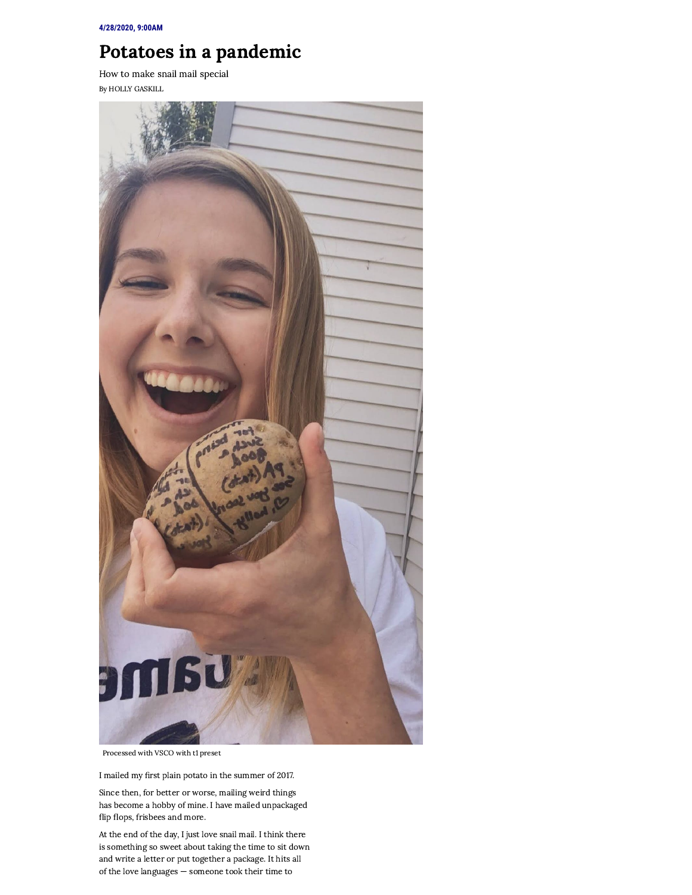4/28/2020, 9:00AM

# Potatoes in a pandemic

How to make snail mail special

By HOLLY GASKILL

Processed with VSCO with t1 preset

I mailed my first plain potato in the summer of 2017.

Since then, for better or worse, mailing weird things has become a hobby of mine. I have mailed unpackaged flip flops, frisbees and more.

At the end of the day, I just love snail mail. I think there is something so sweet about taking the time to sit down and write a letter or put together a package. It hits all of the love languages — someone took their time to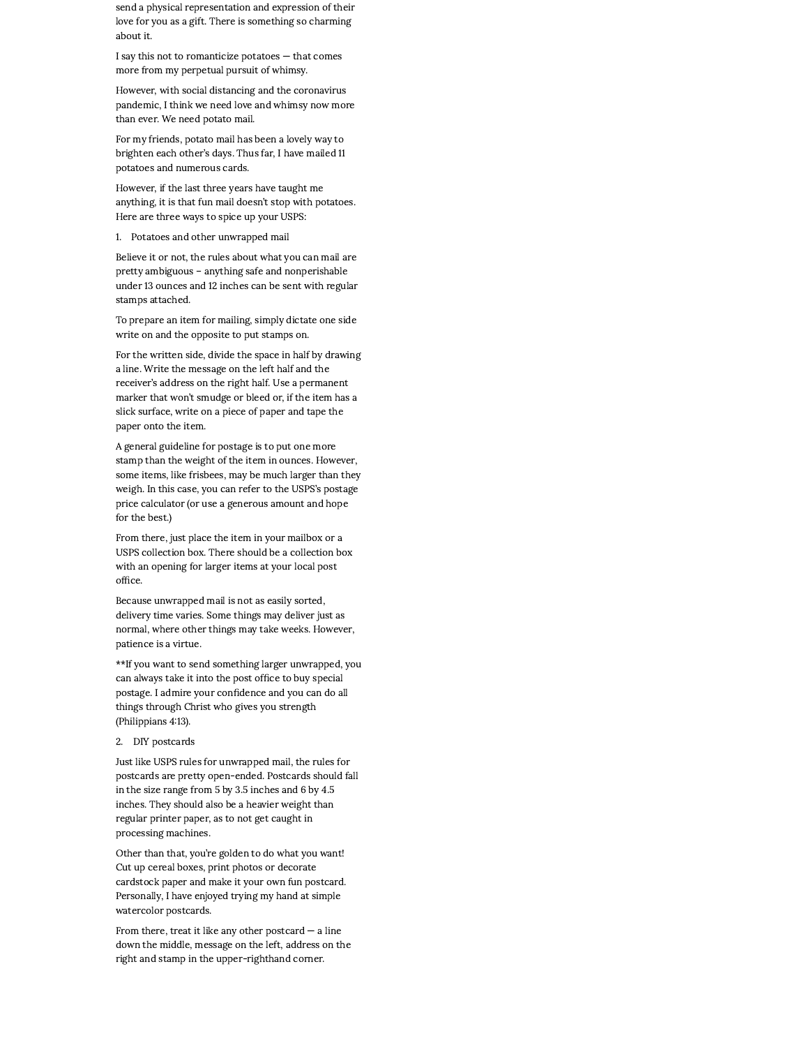send a physical representation and expression of their love for you as a gift. There is something so charming about it.

I say this not to romanticize potatoes — that comes more from my perpetual pursuit of whimsy.

However, with social distancing and the coronavirus pandemic, I think we need love and whimsy now more than ever. We need potato mail.

For my friends, potato mail has been a lovely way to brighten each other's days. Thus far, I have mailed 11 potatoes and numerous cards.

However, if the last three years have taught me anything, it is that fun mail doesn't stop with potatoes. Here are three ways to spice up your USPS:

1. Potatoes and other unwrapped mail

Believe it or not, the rules about what you can mail are pretty ambiguous – anything safe and nonperishable under 13 ounces and 12 inches can be sent with regular stamps attached.

To prepare an item for mailing, simply dictate one side write on and the opposite to put stamps on.

For the written side, divide the space in half by drawing a line. Write the message on the left half and the receiver's address on the right half. Use a permanent marker that won't smudge or bleed or, if the item has a slick surface, write on a piece of paper and tape the paper onto the item.

A general guideline for postage is to put one more stamp than the weight of the item in ounces. However, some items, like frisbees, may be much larger than they weigh. In this case, you can refer to the USPS's postage price calculator (or use a generous amount and hope for the best.)

From there, just place the item in your mailbox or a USPS collection box. There should be a collection box with an opening for larger items at your local post office.

Because unwrapped mail is not as easily sorted, delivery time varies. Some things may deliver just as normal, where other things may take weeks. However, patience is a virtue.

**If you want to send something larger unwrapped, you can always take it into the post office to buy special postage. I admire your confidence and you can do all things through Christ who gives you strength (Philippians 4:13).

2. DIY postcards

Just like USPS rules for unwrapped mail, the rules for postcards are pretty open-ended. Postcards should fall in the size range from 5 by 3.5 inches and 6 by 4.5 inches. They should also be a heavier weight than regular printer paper, as to not get caught in processing machines.

Other than that, you're golden to do what you want! Cut up cereal boxes, print photos or decorate cardstock paper and make it your own fun postcard. Personally, I have enjoyed trying my hand at simple watercolor postcards.

From there, treat it like any other postcard — a line down the middle, message on the left, address on the right and stamp in the upper-righthand corner.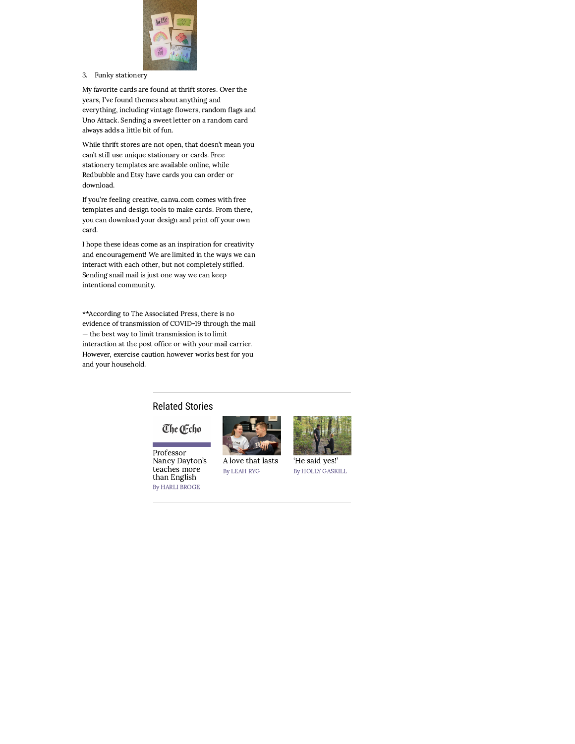3. Funky stationery

My favorite cards are found at thrift stores. Over the years, I've found themes about anything and everything, including vintage flowers, random flags and Uno Attack. Sending a sweet letter on a random card always adds a little bit of fun.

While thrift stores are not open, that doesn't mean you can't still use unique stationary or cards. Free stationery templates are available online, while Redbubble and Etsy have cards you can order or download.

If you're feeling creative, canva.com comes with free templates and design tools to make cards. From there, you can download your design and print off your own card.

I hope these ideas come as an inspiration for creativity and encouragement! We are limited in the ways we can interact with each other, but not completely stifled. Sending snail mail is just one way we can keep intentional community.

**According to The Associated Press, there is no evidence of transmission of COVID-19 through the mail — the best way to limit transmission is to limit interaction at the post office or with your mail carrier. However, exercise caution however works best for you and your household.

## Related Stories

Professor Nancy Dayton's teaches more than English
By HARLI BROGE

A love that lasts
By LEAH RYG

'He said yes!'
By HOLLY GASKILL